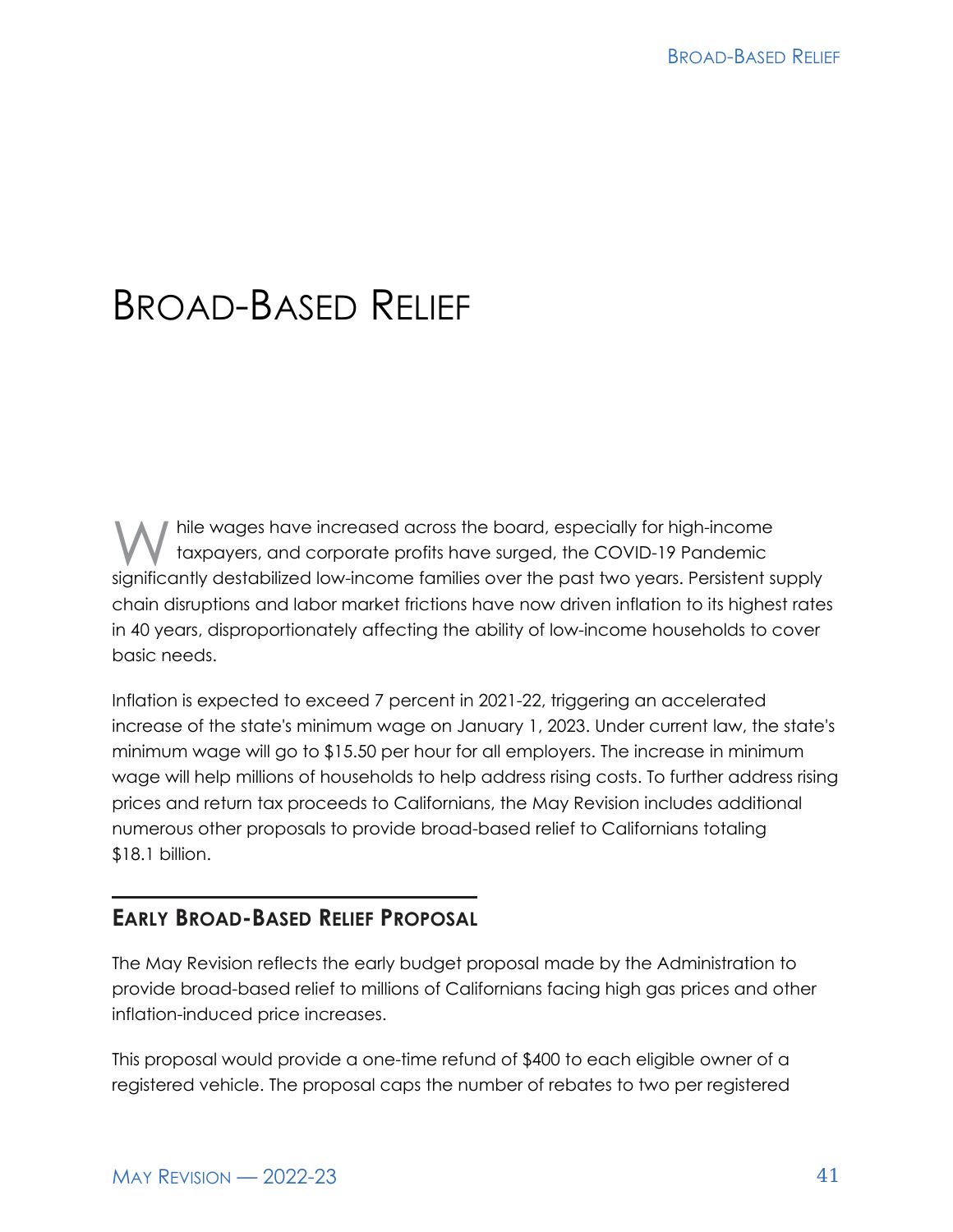# Broad-Based Relief

While wages have increased across the board, especially for high-income taxpayers, and corporate profits have surged, the COVID-19 Pandemic significantly destabilized low-income families over the past two years. Persistent supply chain disruptions and labor market frictions have now driven inflation to its highest rates in 40 years, disproportionately affecting the ability of low-income households to cover basic needs.

Inflation is expected to exceed 7 percent in 2021-22, triggering an accelerated increase of the state's minimum wage on January 1, 2023. Under current law, the state's minimum wage will go to $15.50 per hour for all employers. The increase in minimum wage will help millions of households to help address rising costs. To further address rising prices and return tax proceeds to Californians, the May Revision includes additional numerous other proposals to provide broad-based relief to Californians totaling $18.1 billion.

## Early Broad-Based Relief Proposal

The May Revision reflects the early budget proposal made by the Administration to provide broad-based relief to millions of Californians facing high gas prices and other inflation-induced price increases.

This proposal would provide a one-time refund of $400 to each eligible owner of a registered vehicle. The proposal caps the number of rebates to two per registered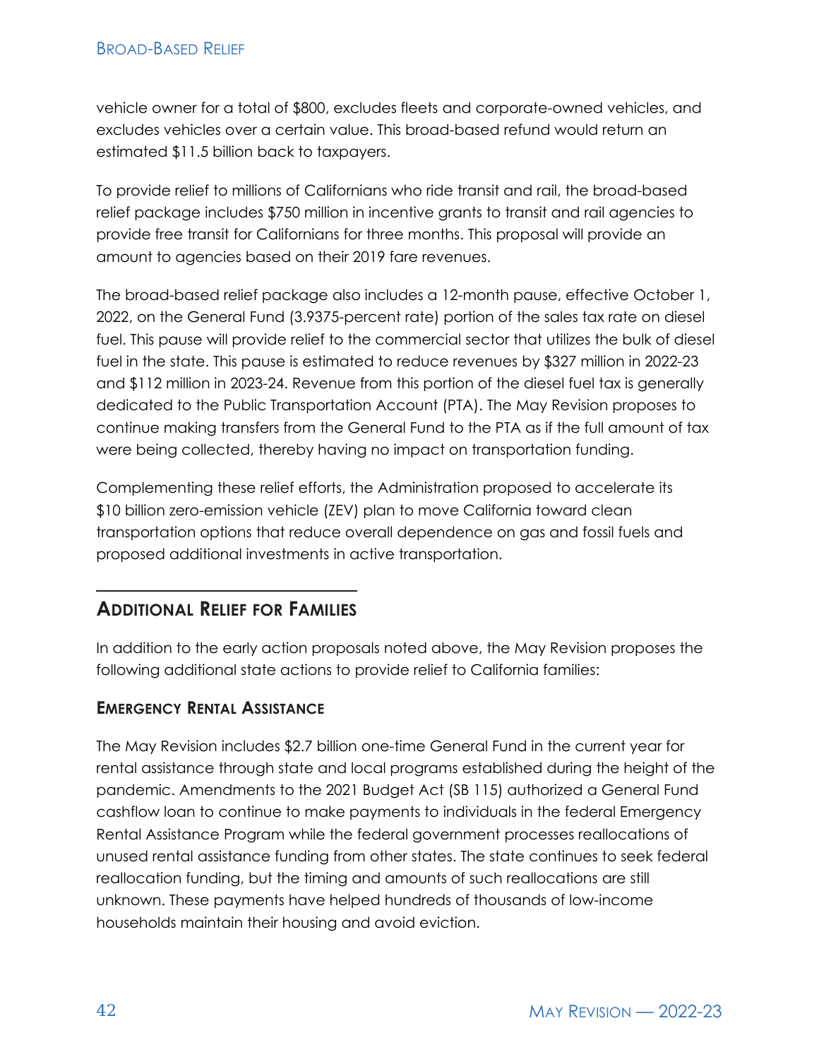vehicle owner for a total of $800, excludes fleets and corporate-owned vehicles, and excludes vehicles over a certain value. This broad-based refund would return an estimated $11.5 billion back to taxpayers.

To provide relief to millions of Californians who ride transit and rail, the broad-based relief package includes $750 million in incentive grants to transit and rail agencies to provide free transit for Californians for three months. This proposal will provide an amount to agencies based on their 2019 fare revenues.

The broad-based relief package also includes a 12-month pause, effective October 1, 2022, on the General Fund (3.9375-percent rate) portion of the sales tax rate on diesel fuel. This pause will provide relief to the commercial sector that utilizes the bulk of diesel fuel in the state. This pause is estimated to reduce revenues by $327 million in 2022-23 and $112 million in 2023-24. Revenue from this portion of the diesel fuel tax is generally dedicated to the Public Transportation Account (PTA). The May Revision proposes to continue making transfers from the General Fund to the PTA as if the full amount of tax were being collected, thereby having no impact on transportation funding.

Complementing these relief efforts, the Administration proposed to accelerate its $10 billion zero-emission vehicle (ZEV) plan to move California toward clean transportation options that reduce overall dependence on gas and fossil fuels and proposed additional investments in active transportation.

## Additional Relief for Families

In addition to the early action proposals noted above, the May Revision proposes the following additional state actions to provide relief to California families:

### Emergency Rental Assistance

The May Revision includes $2.7 billion one-time General Fund in the current year for rental assistance through state and local programs established during the height of the pandemic. Amendments to the 2021 Budget Act (SB 115) authorized a General Fund cashflow loan to continue to make payments to individuals in the federal Emergency Rental Assistance Program while the federal government processes reallocations of unused rental assistance funding from other states. The state continues to seek federal reallocation funding, but the timing and amounts of such reallocations are still unknown. These payments have helped hundreds of thousands of low-income households maintain their housing and avoid eviction.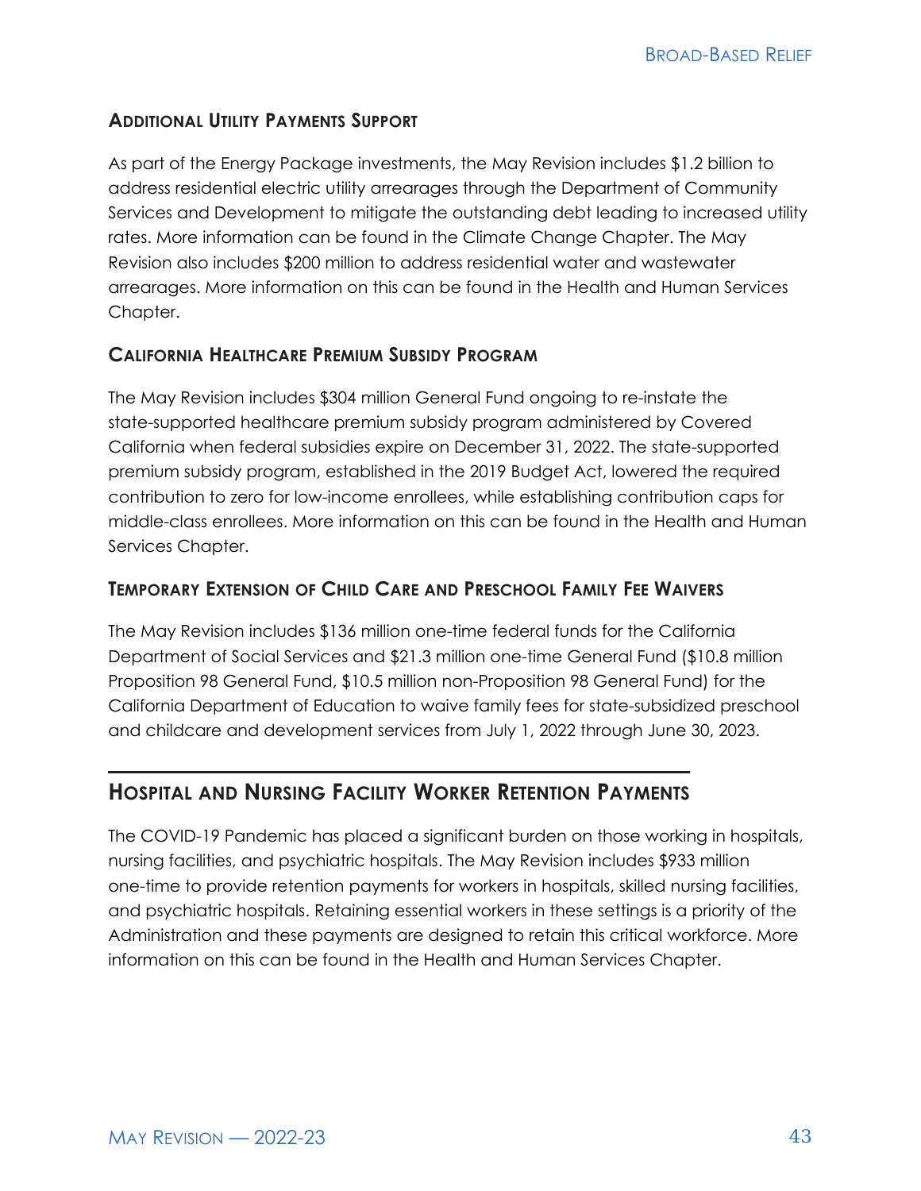### Additional Utility Payments Support

As part of the Energy Package investments, the May Revision includes $1.2 billion to address residential electric utility arrearages through the Department of Community Services and Development to mitigate the outstanding debt leading to increased utility rates. More information can be found in the Climate Change Chapter. The May Revision also includes $200 million to address residential water and wastewater arrearages. More information on this can be found in the Health and Human Services Chapter.

### California Healthcare Premium Subsidy Program

The May Revision includes $304 million General Fund ongoing to re-instate the state-supported healthcare premium subsidy program administered by Covered California when federal subsidies expire on December 31, 2022. The state-supported premium subsidy program, established in the 2019 Budget Act, lowered the required contribution to zero for low-income enrollees, while establishing contribution caps for middle-class enrollees. More information on this can be found in the Health and Human Services Chapter.

### Temporary Extension of Child Care and Preschool Family Fee Waivers

The May Revision includes $136 million one-time federal funds for the California Department of Social Services and $21.3 million one-time General Fund ($10.8 million Proposition 98 General Fund, $10.5 million non-Proposition 98 General Fund) for the California Department of Education to waive family fees for state-subsidized preschool and childcare and development services from July 1, 2022 through June 30, 2023.

## Hospital and Nursing Facility Worker Retention Payments

The COVID-19 Pandemic has placed a significant burden on those working in hospitals, nursing facilities, and psychiatric hospitals. The May Revision includes $933 million one-time to provide retention payments for workers in hospitals, skilled nursing facilities, and psychiatric hospitals. Retaining essential workers in these settings is a priority of the Administration and these payments are designed to retain this critical workforce. More information on this can be found in the Health and Human Services Chapter.